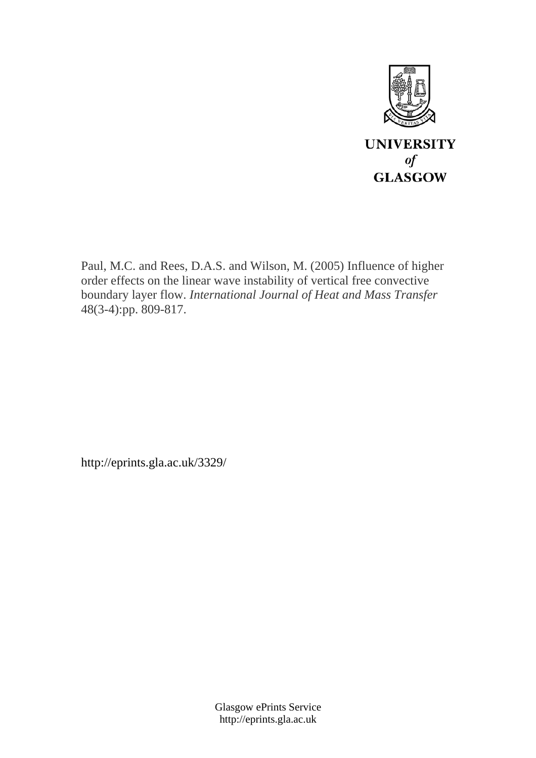UNIVERSITY
*of*
GLASGOW

Paul, M.C. and Rees, D.A.S. and Wilson, M. (2005) Influence of higher order effects on the linear wave instability of vertical free convective boundary layer flow. *International Journal of Heat and Mass Transfer* 48(3-4):pp. 809-817.

http://eprints.gla.ac.uk/3329/

Glasgow ePrints Service
http://eprints.gla.ac.uk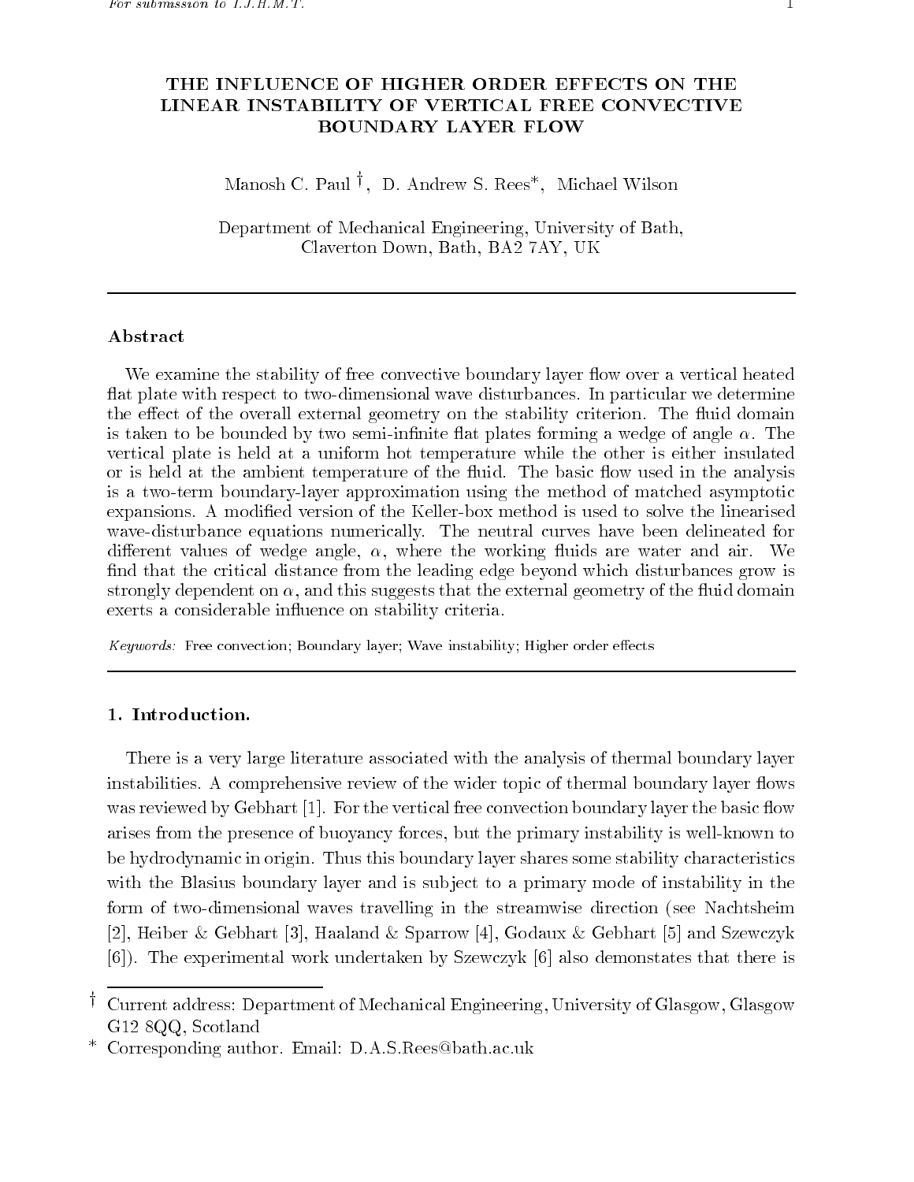# THE INFLUENCE OF HIGHER ORDER EFFECTS ON THE LINEAR INSTABILITY OF VERTICAL FREE CONVECTIVE BOUNDARY LAYER FLOW

Manosh C. Paul [†], D. Andrew S. Rees*, Michael Wilson

Department of Mechanical Engineering, University of Bath,
Claverton Down, Bath, BA2 7AY, UK

---

## Abstract

We examine the stability of free convective boundary layer flow over a vertical heated flat plate with respect to two-dimensional wave disturbances. In particular we determine the effect of the overall external geometry on the stability criterion. The fluid domain is taken to be bounded by two semi-infinite flat plates forming a wedge of angle $\alpha$. The vertical plate is held at a uniform hot temperature while the other is either insulated or is held at the ambient temperature of the fluid. The basic flow used in the analysis is a two-term boundary-layer approximation using the method of matched asymptotic expansions. A modified version of the Keller-box method is used to solve the linearised wave-disturbance equations numerically. The neutral curves have been delineated for different values of wedge angle, $\alpha$, where the working fluids are water and air. We find that the critical distance from the leading edge beyond which disturbances grow is strongly dependent on $\alpha$, and this suggests that the external geometry of the fluid domain exerts a considerable influence on stability criteria.

*Keywords:* Free convection; Boundary layer; Wave instability; Higher order effects

---

## 1. Introduction.

There is a very large literature associated with the analysis of thermal boundary layer instabilities. A comprehensive review of the wider topic of thermal boundary layer flows was reviewed by Gebhart [1]. For the vertical free convection boundary layer the basic flow arises from the presence of buoyancy forces, but the primary instability is well-known to be hydrodynamic in origin. Thus this boundary layer shares some stability characteristics with the Blasius boundary layer and is subject to a primary mode of instability in the form of two-dimensional waves travelling in the streamwise direction (see Nachtsheim [2], Heiber & Gebhart [3], Haaland & Sparrow [4], Godaux & Gebhart [5] and Szewczyk [6]). The experimental work undertaken by Szewczyk [6] also demonstates that there is

---

† Current address: Department of Mechanical Engineering, University of Glasgow, Glasgow G12 8QQ, Scotland

\* Corresponding author. Email: D.A.S.Rees@bath.ac.uk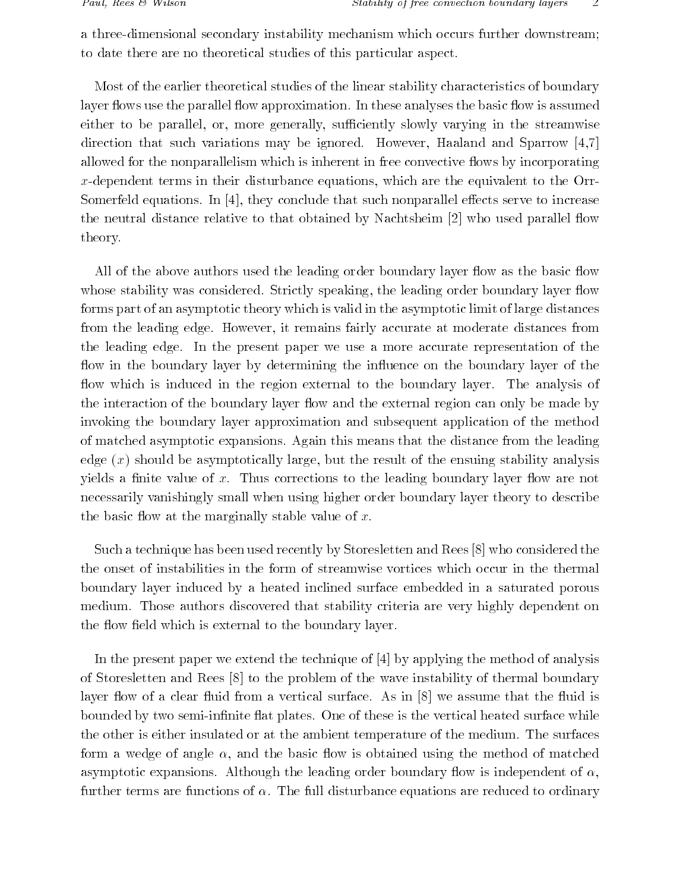a three-dimensional secondary instability mechanism which occurs further downstream; to date there are no theoretical studies of this particular aspect.

Most of the earlier theoretical studies of the linear stability characteristics of boundary layer flows use the parallel flow approximation. In these analyses the basic flow is assumed either to be parallel, or, more generally, sufficiently slowly varying in the streamwise direction that such variations may be ignored. However, Haaland and Sparrow [4,7] allowed for the nonparallelism which is inherent in free convective flows by incorporating $x$-dependent terms in their disturbance equations, which are the equivalent to the Orr-Somerfeld equations. In [4], they conclude that such nonparallel effects serve to increase the neutral distance relative to that obtained by Nachtsheim [2] who used parallel flow theory.

All of the above authors used the leading order boundary layer flow as the basic flow whose stability was considered. Strictly speaking, the leading order boundary layer flow forms part of an asymptotic theory which is valid in the asymptotic limit of large distances from the leading edge. However, it remains fairly accurate at moderate distances from the leading edge. In the present paper we use a more accurate representation of the flow in the boundary layer by determining the influence on the boundary layer of the flow which is induced in the region external to the boundary layer. The analysis of the interaction of the boundary layer flow and the external region can only be made by invoking the boundary layer approximation and subsequent application of the method of matched asymptotic expansions. Again this means that the distance from the leading edge ($x$) should be asymptotically large, but the result of the ensuing stability analysis yields a finite value of $x$. Thus corrections to the leading boundary layer flow are not necessarily vanishingly small when using higher order boundary layer theory to describe the basic flow at the marginally stable value of $x$.

Such a technique has been used recently by Storesletten and Rees [8] who considered the the onset of instabilities in the form of streamwise vortices which occur in the thermal boundary layer induced by a heated inclined surface embedded in a saturated porous medium. Those authors discovered that stability criteria are very highly dependent on the flow field which is external to the boundary layer.

In the present paper we extend the technique of [4] by applying the method of analysis of Storesletten and Rees [8] to the problem of the wave instability of thermal boundary layer flow of a clear fluid from a vertical surface. As in [8] we assume that the fluid is bounded by two semi-infinite flat plates. One of these is the vertical heated surface while the other is either insulated or at the ambient temperature of the medium. The surfaces form a wedge of angle $\alpha$, and the basic flow is obtained using the method of matched asymptotic expansions. Although the leading order boundary flow is independent of $\alpha$, further terms are functions of $\alpha$. The full disturbance equations are reduced to ordinary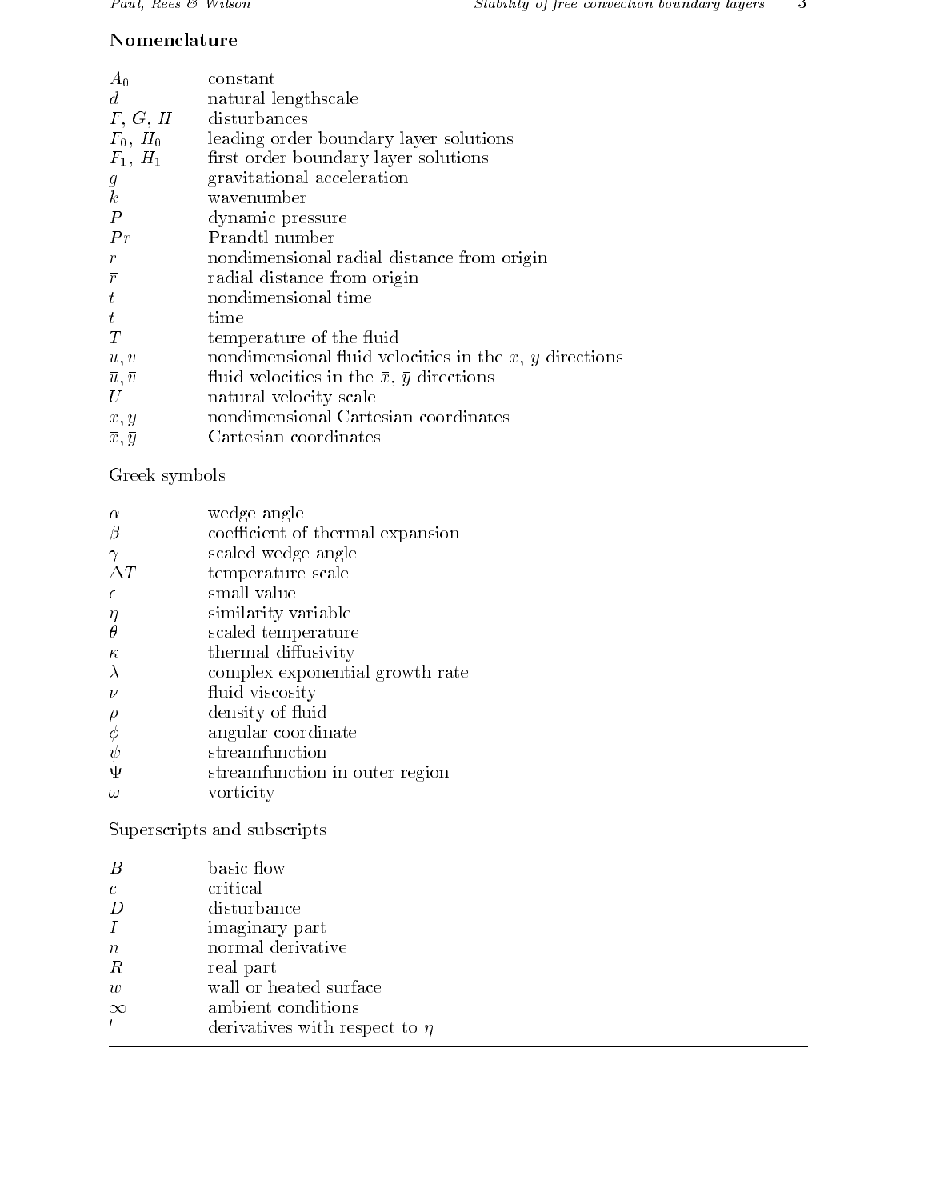## Nomenclature

| | |
|---|---|
| $A_0$ | constant |
| $d$ | natural lengthscale |
| $F$, $G$, $H$ | disturbances |
| $F_0$, $H_0$ | leading order boundary layer solutions |
| $F_1$, $H_1$ | first order boundary layer solutions |
| $g$ | gravitational acceleration |
| $k$ | wavenumber |
| $P$ | dynamic pressure |
| $Pr$ | Prandtl number |
| $r$ | nondimensional radial distance from origin |
| $\bar{r}$ | radial distance from origin |
| $t$ | nondimensional time |
| $\bar{t}$ | time |
| $T$ | temperature of the fluid |
| $u, v$ | nondimensional fluid velocities in the $x$, $y$ directions |
| $\bar{u}, \bar{v}$ | fluid velocities in the $\bar{x}$, $\bar{y}$ directions |
| $U$ | natural velocity scale |
| $x, y$ | nondimensional Cartesian coordinates |
| $\bar{x}, \bar{y}$ | Cartesian coordinates |

Greek symbols

| | |
|---|---|
| $\alpha$ | wedge angle |
| $\beta$ | coefficient of thermal expansion |
| $\gamma$ | scaled wedge angle |
| $\Delta T$ | temperature scale |
| $\epsilon$ | small value |
| $\eta$ | similarity variable |
| $\theta$ | scaled temperature |
| $\kappa$ | thermal diffusivity |
| $\lambda$ | complex exponential growth rate |
| $\nu$ | fluid viscosity |
| $\rho$ | density of fluid |
| $\phi$ | angular coordinate |
| $\psi$ | streamfunction |
| $\Psi$ | streamfunction in outer region |
| $\omega$ | vorticity |

Superscripts and subscripts

| | |
|---|---|
| $B$ | basic flow |
| $c$ | critical |
| $D$ | disturbance |
| $I$ | imaginary part |
| $n$ | normal derivative |
| $R$ | real part |
| $w$ | wall or heated surface |
| $\infty$ | ambient conditions |
| $'$ | derivatives with respect to $\eta$ |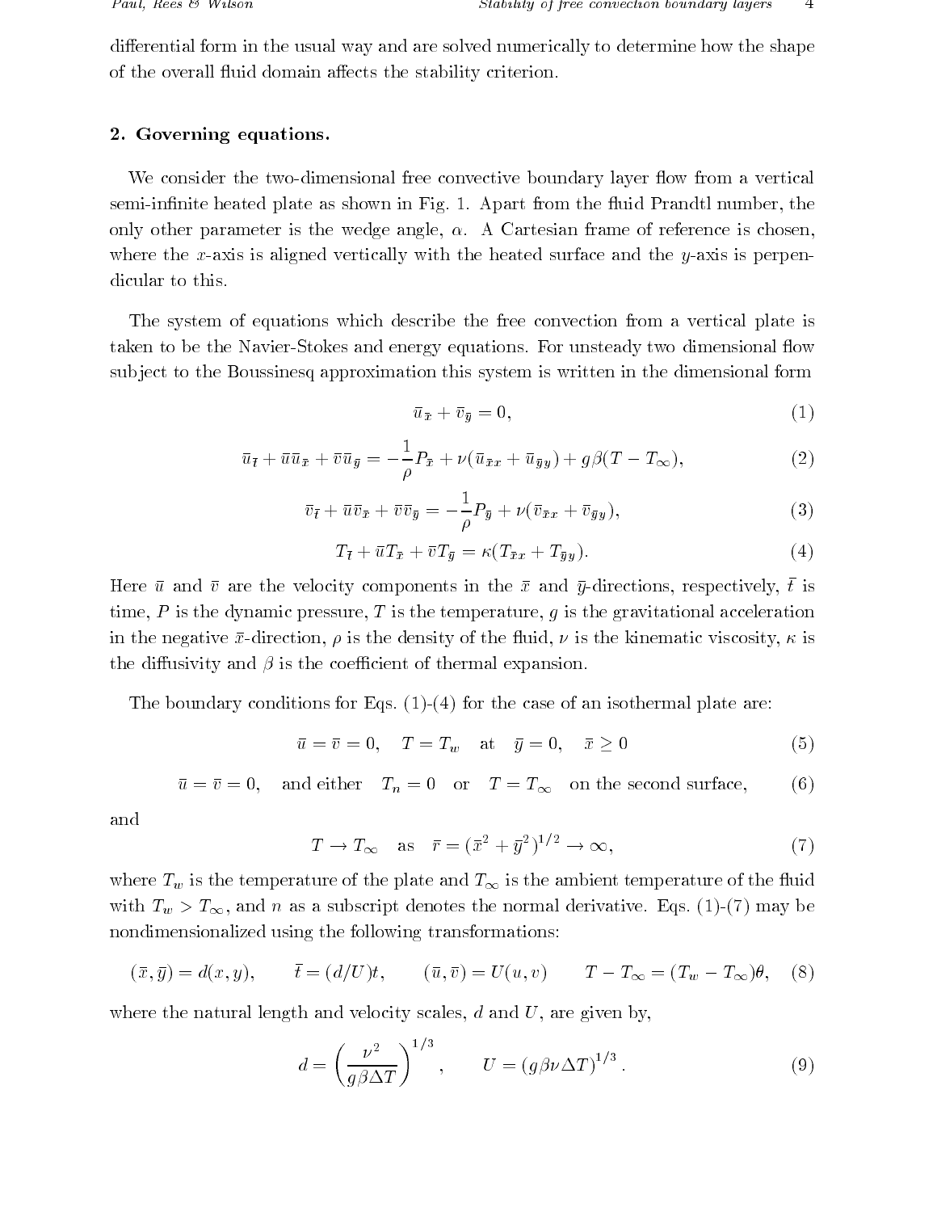differential form in the usual way and are solved numerically to determine how the shape of the overall fluid domain affects the stability criterion.

## 2. Governing equations.

We consider the two-dimensional free convective boundary layer flow from a vertical semi-infinite heated plate as shown in Fig. 1. Apart from the fluid Prandtl number, the only other parameter is the wedge angle, $\alpha$. A Cartesian frame of reference is chosen, where the $x$-axis is aligned vertically with the heated surface and the $y$-axis is perpendicular to this.

The system of equations which describe the free convection from a vertical plate is taken to be the Navier-Stokes and energy equations. For unsteady two dimensional flow subject to the Boussinesq approximation this system is written in the dimensional form

$$\bar{u}_{\bar{x}} + \bar{v}_{\bar{y}} = 0, \tag{1}$$

$$\bar{u}_{\bar{t}} + \bar{u}\bar{u}_{\bar{x}} + \bar{v}\bar{u}_{\bar{y}} = -\frac{1}{\rho}P_{\bar{x}} + \nu(\bar{u}_{\bar{x}x} + \bar{u}_{\bar{y}y}) + g\beta(T - T_\infty), \tag{2}$$

$$\bar{v}_{\bar{t}} + \bar{u}\bar{v}_{\bar{x}} + \bar{v}\bar{v}_{\bar{y}} = -\frac{1}{\rho}P_{\bar{y}} + \nu(\bar{v}_{\bar{x}x} + \bar{v}_{\bar{y}y}), \tag{3}$$

$$T_{\bar{t}} + \bar{u}T_{\bar{x}} + \bar{v}T_{\bar{y}} = \kappa(T_{\bar{x}x} + T_{\bar{y}y}). \tag{4}$$

Here $\bar{u}$ and $\bar{v}$ are the velocity components in the $\bar{x}$ and $\bar{y}$-directions, respectively, $\bar{t}$ is time, $P$ is the dynamic pressure, $T$ is the temperature, $g$ is the gravitational acceleration in the negative $\bar{x}$-direction, $\rho$ is the density of the fluid, $\nu$ is the kinematic viscosity, $\kappa$ is the diffusivity and $\beta$ is the coefficient of thermal expansion.

The boundary conditions for Eqs. (1)-(4) for the case of an isothermal plate are:

$$\bar{u} = \bar{v} = 0, \quad T = T_w \quad \text{at} \quad \bar{y} = 0, \quad \bar{x} \geq 0 \tag{5}$$

$$\bar{u} = \bar{v} = 0, \quad \text{and either} \quad T_n = 0 \quad \text{or} \quad T = T_\infty \quad \text{on the second surface,} \tag{6}$$

and

$$T \to T_\infty \quad \text{as} \quad \bar{r} = (\bar{x}^2 + \bar{y}^2)^{1/2} \to \infty, \tag{7}$$

where $T_w$ is the temperature of the plate and $T_\infty$ is the ambient temperature of the fluid with $T_w > T_\infty$, and $n$ as a subscript denotes the normal derivative. Eqs. (1)-(7) may be nondimensionalized using the following transformations:

$$(\bar{x}, \bar{y}) = d(x, y), \qquad \bar{t} = (d/U)t, \qquad (\bar{u}, \bar{v}) = U(u, v) \qquad T - T_\infty = (T_w - T_\infty)\theta, \tag{8}$$

where the natural length and velocity scales, $d$ and $U$, are given by,

$$d = \left(\frac{\nu^2}{g\beta\Delta T}\right)^{1/3}, \qquad U = (g\beta\nu\Delta T)^{1/3}. \tag{9}$$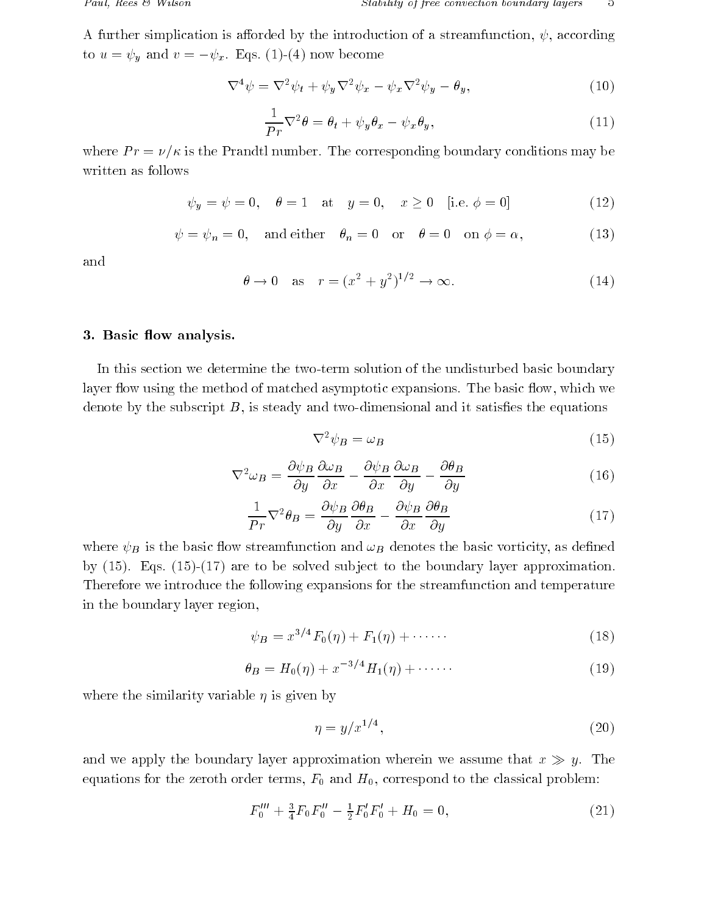A further simplication is afforded by the introduction of a streamfunction, $\psi$, according to $u = \psi_y$ and $v = -\psi_x$. Eqs. (1)-(4) now become

$$\nabla^4 \psi = \nabla^2 \psi_t + \psi_y \nabla^2 \psi_x - \psi_x \nabla^2 \psi_y - \theta_y, \tag{10}$$

$$\frac{1}{Pr} \nabla^2 \theta = \theta_t + \psi_y \theta_x - \psi_x \theta_y, \tag{11}$$

where $Pr = \nu/\kappa$ is the Prandtl number. The corresponding boundary conditions may be written as follows

$$\psi_y = \psi = 0, \quad \theta = 1 \quad \text{at} \quad y = 0, \quad x \geq 0 \quad [\text{i.e. } \phi = 0] \tag{12}$$

$$\psi = \psi_n = 0, \quad \text{and either} \quad \theta_n = 0 \quad \text{or} \quad \theta = 0 \quad \text{on } \phi = \alpha, \tag{13}$$

and

$$\theta \to 0 \quad \text{as} \quad r = (x^2 + y^2)^{1/2} \to \infty. \tag{14}$$

## 3. Basic flow analysis.

In this section we determine the two-term solution of the undisturbed basic boundary layer flow using the method of matched asymptotic expansions. The basic flow, which we denote by the subscript $B$, is steady and two-dimensional and it satisfies the equations

$$\nabla^2 \psi_B = \omega_B \tag{15}$$

$$\nabla^2 \omega_B = \frac{\partial \psi_B}{\partial y} \frac{\partial \omega_B}{\partial x} - \frac{\partial \psi_B}{\partial x} \frac{\partial \omega_B}{\partial y} - \frac{\partial \theta_B}{\partial y} \tag{16}$$

$$\frac{1}{Pr} \nabla^2 \theta_B = \frac{\partial \psi_B}{\partial y} \frac{\partial \theta_B}{\partial x} - \frac{\partial \psi_B}{\partial x} \frac{\partial \theta_B}{\partial y} \tag{17}$$

where $\psi_B$ is the basic flow streamfunction and $\omega_B$ denotes the basic vorticity, as defined by (15). Eqs. (15)-(17) are to be solved subject to the boundary layer approximation. Therefore we introduce the following expansions for the streamfunction and temperature in the boundary layer region,

$$\psi_B = x^{3/4} F_0(\eta) + F_1(\eta) + \cdots\cdots \tag{18}$$

$$\theta_B = H_0(\eta) + x^{-3/4} H_1(\eta) + \cdots\cdots \tag{19}$$

where the similarity variable $\eta$ is given by

$$\eta = y/x^{1/4}, \tag{20}$$

and we apply the boundary layer approximation wherein we assume that $x \gg y$. The equations for the zeroth order terms, $F_0$ and $H_0$, correspond to the classical problem:

$$F_0''' + \tfrac{3}{4} F_0 F_0'' - \tfrac{1}{2} F_0' F_0' + H_0 = 0, \tag{21}$$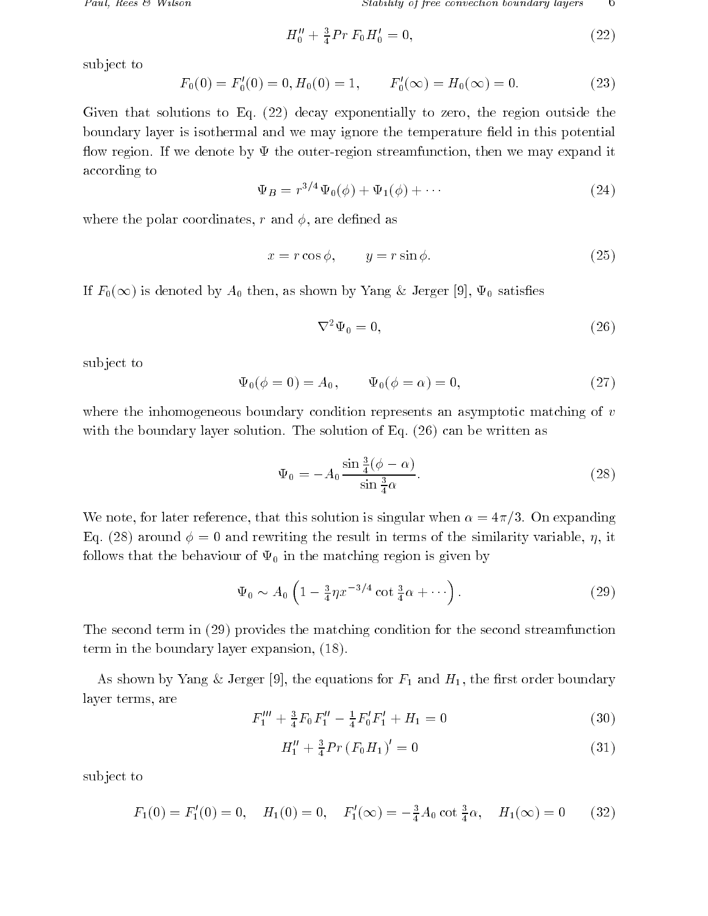$$H_0'' + \tfrac{3}{4} Pr\, F_0 H_0' = 0, \tag{22}$$

subject to

$$F_0(0) = F_0'(0) = 0, H_0(0) = 1, \qquad F_0'(\infty) = H_0(\infty) = 0. \tag{23}$$

Given that solutions to Eq. (22) decay exponentially to zero, the region outside the boundary layer is isothermal and we may ignore the temperature field in this potential flow region. If we denote by $\Psi$ the outer-region streamfunction, then we may expand it according to

$$\Psi_B = r^{3/4}\Psi_0(\phi) + \Psi_1(\phi) + \cdots \tag{24}$$

where the polar coordinates, $r$ and $\phi$, are defined as

$$x = r\cos\phi, \qquad y = r\sin\phi. \tag{25}$$

If $F_0(\infty)$ is denoted by $A_0$ then, as shown by Yang & Jerger [9], $\Psi_0$ satisfies

$$\nabla^2 \Psi_0 = 0, \tag{26}$$

subject to

$$\Psi_0(\phi = 0) = A_0, \qquad \Psi_0(\phi = \alpha) = 0, \tag{27}$$

where the inhomogeneous boundary condition represents an asymptotic matching of $v$ with the boundary layer solution. The solution of Eq. (26) can be written as

$$\Psi_0 = -A_0 \frac{\sin\frac{3}{4}(\phi - \alpha)}{\sin\frac{3}{4}\alpha}. \tag{28}$$

We note, for later reference, that this solution is singular when $\alpha = 4\pi/3$. On expanding Eq. (28) around $\phi = 0$ and rewriting the result in terms of the similarity variable, $\eta$, it follows that the behaviour of $\Psi_0$ in the matching region is given by

$$\Psi_0 \sim A_0\left(1 - \tfrac{3}{4}\eta x^{-3/4}\cot\tfrac{3}{4}\alpha + \cdots\right). \tag{29}$$

The second term in (29) provides the matching condition for the second streamfunction term in the boundary layer expansion, (18).

As shown by Yang & Jerger [9], the equations for $F_1$ and $H_1$, the first order boundary layer terms, are

$$F_1''' + \tfrac{3}{4}F_0 F_1'' - \tfrac{1}{4}F_0' F_1' + H_1 = 0 \tag{30}$$

$$H_1'' + \tfrac{3}{4}Pr\,(F_0 H_1)' = 0 \tag{31}$$

subject to

$$F_1(0) = F_1'(0) = 0, \quad H_1(0) = 0, \quad F_1'(\infty) = -\tfrac{3}{4}A_0\cot\tfrac{3}{4}\alpha, \quad H_1(\infty) = 0 \tag{32}$$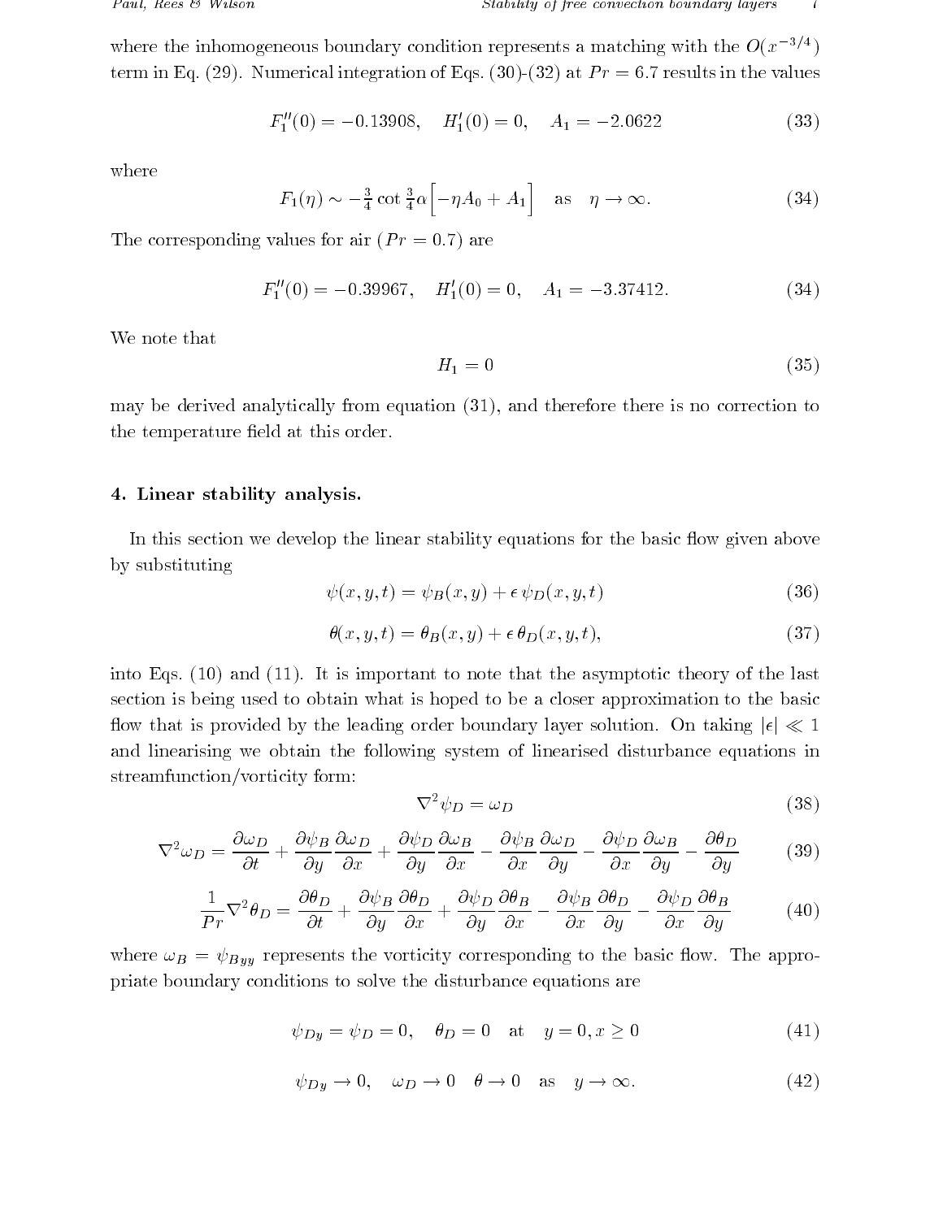where the inhomogeneous boundary condition represents a matching with the $O(x^{-3/4})$ term in Eq. (29). Numerical integration of Eqs. (30)-(32) at $Pr = 6.7$ results in the values

$$F_1''(0) = -0.13908, \quad H_1'(0) = 0, \quad A_1 = -2.0622 \tag{33}$$

where

$$F_1(\eta) \sim -\tfrac{3}{4}\cot\tfrac{3}{4}\alpha\Big[-\eta A_0 + A_1\Big] \quad \text{as} \quad \eta \to \infty. \tag{34}$$

The corresponding values for air ($Pr = 0.7$) are

$$F_1''(0) = -0.39967, \quad H_1'(0) = 0, \quad A_1 = -3.37412. \tag{34}$$

We note that

$$H_1 = 0 \tag{35}$$

may be derived analytically from equation (31), and therefore there is no correction to the temperature field at this order.

## 4. Linear stability analysis.

In this section we develop the linear stability equations for the basic flow given above by substituting

$$\psi(x,y,t) = \psi_B(x,y) + \epsilon\,\psi_D(x,y,t) \tag{36}$$

$$\theta(x,y,t) = \theta_B(x,y) + \epsilon\,\theta_D(x,y,t), \tag{37}$$

into Eqs. (10) and (11). It is important to note that the asymptotic theory of the last section is being used to obtain what is hoped to be a closer approximation to the basic flow that is provided by the leading order boundary layer solution. On taking $|\epsilon| \ll 1$ and linearising we obtain the following system of linearised disturbance equations in streamfunction/vorticity form:

$$\nabla^2\psi_D = \omega_D \tag{38}$$

$$\nabla^2\omega_D = \frac{\partial\omega_D}{\partial t} + \frac{\partial\psi_B}{\partial y}\frac{\partial\omega_D}{\partial x} + \frac{\partial\psi_D}{\partial y}\frac{\partial\omega_B}{\partial x} - \frac{\partial\psi_B}{\partial x}\frac{\partial\omega_D}{\partial y} - \frac{\partial\psi_D}{\partial x}\frac{\partial\omega_B}{\partial y} - \frac{\partial\theta_D}{\partial y} \tag{39}$$

$$\frac{1}{Pr}\nabla^2\theta_D = \frac{\partial\theta_D}{\partial t} + \frac{\partial\psi_B}{\partial y}\frac{\partial\theta_D}{\partial x} + \frac{\partial\psi_D}{\partial y}\frac{\partial\theta_B}{\partial x} - \frac{\partial\psi_B}{\partial x}\frac{\partial\theta_D}{\partial y} - \frac{\partial\psi_D}{\partial x}\frac{\partial\theta_B}{\partial y} \tag{40}$$

where $\omega_B = \psi_{Byy}$ represents the vorticity corresponding to the basic flow. The appropriate boundary conditions to solve the disturbance equations are

$$\psi_{Dy} = \psi_D = 0, \quad \theta_D = 0 \quad \text{at} \quad y = 0, x \geq 0 \tag{41}$$

$$\psi_{Dy} \to 0, \quad \omega_D \to 0 \quad \theta \to 0 \quad \text{as} \quad y \to \infty. \tag{42}$$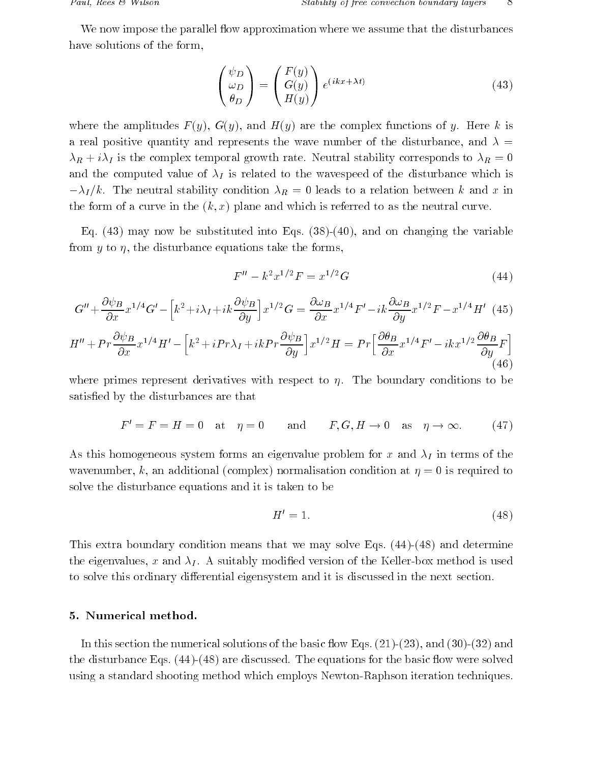We now impose the parallel flow approximation where we assume that the disturbances have solutions of the form,

$$\begin{pmatrix} \psi_D \\ \omega_D \\ \theta_D \end{pmatrix} = \begin{pmatrix} F(y) \\ G(y) \\ H(y) \end{pmatrix} e^{(ikx+\lambda t)} \tag{43}$$

where the amplitudes $F(y)$, $G(y)$, and $H(y)$ are the complex functions of $y$. Here $k$ is a real positive quantity and represents the wave number of the disturbance, and $\lambda = \lambda_R + i\lambda_I$ is the complex temporal growth rate. Neutral stability corresponds to $\lambda_R = 0$ and the computed value of $\lambda_I$ is related to the wavespeed of the disturbance which is $-\lambda_I/k$. The neutral stability condition $\lambda_R = 0$ leads to a relation between $k$ and $x$ in the form of a curve in the $(k, x)$ plane and which is referred to as the neutral curve.

Eq. (43) may now be substituted into Eqs. (38)-(40), and on changing the variable from $y$ to $\eta$, the disturbance equations take the forms,

$$F'' - k^2 x^{1/2} F = x^{1/2} G \tag{44}$$

$$G'' + \frac{\partial \psi_B}{\partial x} x^{1/4} G' - \Big[k^2 + i\lambda_I + ik\frac{\partial \psi_B}{\partial y}\Big] x^{1/2} G = \frac{\partial \omega_B}{\partial x} x^{1/4} F' - ik\frac{\partial \omega_B}{\partial y} x^{1/2} F - x^{1/4} H' \tag{45}$$

$$H'' + Pr\frac{\partial \psi_B}{\partial x} x^{1/4} H' - \Big[k^2 + iPr\lambda_I + ikPr\frac{\partial \psi_B}{\partial y}\Big] x^{1/2} H = Pr\Big[\frac{\partial \theta_B}{\partial x} x^{1/4} F' - ikx^{1/2}\frac{\partial \theta_B}{\partial y} F\Big] \tag{46}$$

where primes represent derivatives with respect to $\eta$. The boundary conditions to be satisfied by the disturbances are that

$$F' = F = H = 0 \quad \text{at} \quad \eta = 0 \qquad \text{and} \qquad F, G, H \to 0 \quad \text{as} \quad \eta \to \infty. \tag{47}$$

As this homogeneous system forms an eigenvalue problem for $x$ and $\lambda_I$ in terms of the wavenumber, $k$, an additional (complex) normalisation condition at $\eta = 0$ is required to solve the disturbance equations and it is taken to be

$$H' = 1. \tag{48}$$

This extra boundary condition means that we may solve Eqs. (44)-(48) and determine the eigenvalues, $x$ and $\lambda_I$. A suitably modified version of the Keller-box method is used to solve this ordinary differential eigensystem and it is discussed in the next section.

## 5. Numerical method.

In this section the numerical solutions of the basic flow Eqs. (21)-(23), and (30)-(32) and the disturbance Eqs. (44)-(48) are discussed. The equations for the basic flow were solved using a standard shooting method which employs Newton-Raphson iteration techniques.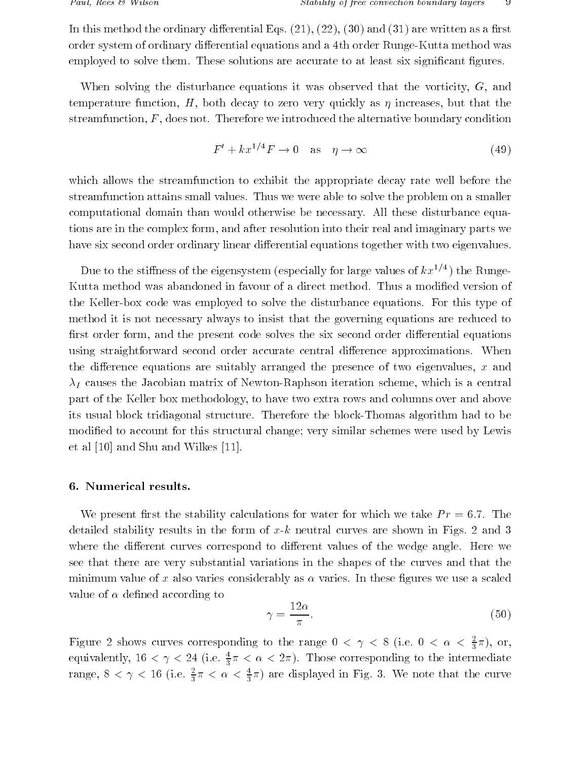In this method the ordinary differential Eqs. (21), (22), (30) and (31) are written as a first order system of ordinary differential equations and a 4th order Runge-Kutta method was employed to solve them. These solutions are accurate to at least six significant figures.

When solving the disturbance equations it was observed that the vorticity, $G$, and temperature function, $H$, both decay to zero very quickly as $\eta$ increases, but that the streamfunction, $F$, does not. Therefore we introduced the alternative boundary condition

$$F' + kx^{1/4}F \to 0 \quad \text{as} \quad \eta \to \infty \tag{49}$$

which allows the streamfunction to exhibit the appropriate decay rate well before the streamfunction attains small values. Thus we were able to solve the problem on a smaller computational domain than would otherwise be necessary. All these disturbance equations are in the complex form, and after resolution into their real and imaginary parts we have six second order ordinary linear differential equations together with two eigenvalues.

Due to the stiffness of the eigensystem (especially for large values of $kx^{1/4}$) the Runge-Kutta method was abandoned in favour of a direct method. Thus a modified version of the Keller-box code was employed to solve the disturbance equations. For this type of method it is not necessary always to insist that the governing equations are reduced to first order form, and the present code solves the six second order differential equations using straightforward second order accurate central difference approximations. When the difference equations are suitably arranged the presence of two eigenvalues, $x$ and $\lambda_I$ causes the Jacobian matrix of Newton-Raphson iteration scheme, which is a central part of the Keller box methodology, to have two extra rows and columns over and above its usual block tridiagonal structure. Therefore the block-Thomas algorithm had to be modified to account for this structural change; very similar schemes were used by Lewis et al [10] and Shu and Wilkes [11].

## 6. Numerical results.

We present first the stability calculations for water for which we take $Pr = 6.7$. The detailed stability results in the form of $x$-$k$ neutral curves are shown in Figs. 2 and 3 where the different curves correspond to different values of the wedge angle. Here we see that there are very substantial variations in the shapes of the curves and that the minimum value of $x$ also varies considerably as $\alpha$ varies. In these figures we use a scaled value of $\alpha$ defined according to

$$\gamma = \frac{12\alpha}{\pi}. \tag{50}$$

Figure 2 shows curves corresponding to the range $0 < \gamma < 8$ (i.e. $0 < \alpha < \frac{2}{3}\pi$), or, equivalently, $16 < \gamma < 24$ (i.e. $\frac{4}{3}\pi < \alpha < 2\pi$). Those corresponding to the intermediate range, $8 < \gamma < 16$ (i.e. $\frac{2}{3}\pi < \alpha < \frac{4}{3}\pi$) are displayed in Fig. 3. We note that the curve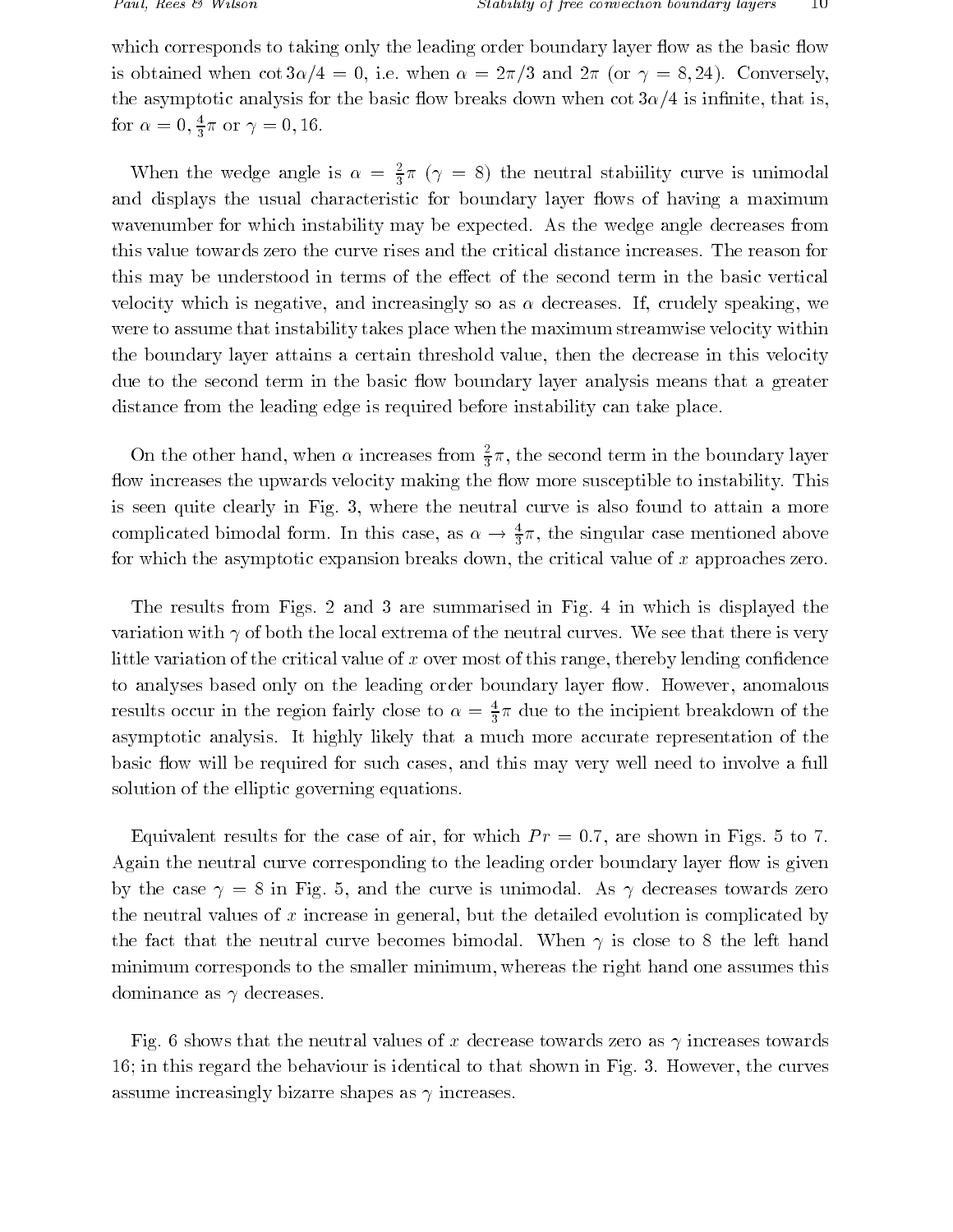which corresponds to taking only the leading order boundary layer flow as the basic flow is obtained when $\cot 3\alpha/4 = 0$, i.e. when $\alpha = 2\pi/3$ and $2\pi$ (or $\gamma = 8, 24$). Conversely, the asymptotic analysis for the basic flow breaks down when $\cot 3\alpha/4$ is infinite, that is, for $\alpha = 0, \frac{4}{3}\pi$ or $\gamma = 0, 16$.

When the wedge angle is $\alpha = \frac{2}{3}\pi$ ($\gamma = 8$) the neutral stabiility curve is unimodal and displays the usual characteristic for boundary layer flows of having a maximum wavenumber for which instability may be expected. As the wedge angle decreases from this value towards zero the curve rises and the critical distance increases. The reason for this may be understood in terms of the effect of the second term in the basic vertical velocity which is negative, and increasingly so as $\alpha$ decreases. If, crudely speaking, we were to assume that instability takes place when the maximum streamwise velocity within the boundary layer attains a certain threshold value, then the decrease in this velocity due to the second term in the basic flow boundary layer analysis means that a greater distance from the leading edge is required before instability can take place.

On the other hand, when $\alpha$ increases from $\frac{2}{3}\pi$, the second term in the boundary layer flow increases the upwards velocity making the flow more susceptible to instability. This is seen quite clearly in Fig. 3, where the neutral curve is also found to attain a more complicated bimodal form. In this case, as $\alpha \to \frac{4}{3}\pi$, the singular case mentioned above for which the asymptotic expansion breaks down, the critical value of $x$ approaches zero.

The results from Figs. 2 and 3 are summarised in Fig. 4 in which is displayed the variation with $\gamma$ of both the local extrema of the neutral curves. We see that there is very little variation of the critical value of $x$ over most of this range, thereby lending confidence to analyses based only on the leading order boundary layer flow. However, anomalous results occur in the region fairly close to $\alpha = \frac{4}{3}\pi$ due to the incipient breakdown of the asymptotic analysis. It highly likely that a much more accurate representation of the basic flow will be required for such cases, and this may very well need to involve a full solution of the elliptic governing equations.

Equivalent results for the case of air, for which $Pr = 0.7$, are shown in Figs. 5 to 7. Again the neutral curve corresponding to the leading order boundary layer flow is given by the case $\gamma = 8$ in Fig. 5, and the curve is unimodal. As $\gamma$ decreases towards zero the neutral values of $x$ increase in general, but the detailed evolution is complicated by the fact that the neutral curve becomes bimodal. When $\gamma$ is close to 8 the left hand minimum corresponds to the smaller minimum, whereas the right hand one assumes this dominance as $\gamma$ decreases.

Fig. 6 shows that the neutral values of $x$ decrease towards zero as $\gamma$ increases towards 16; in this regard the behaviour is identical to that shown in Fig. 3. However, the curves assume increasingly bizarre shapes as $\gamma$ increases.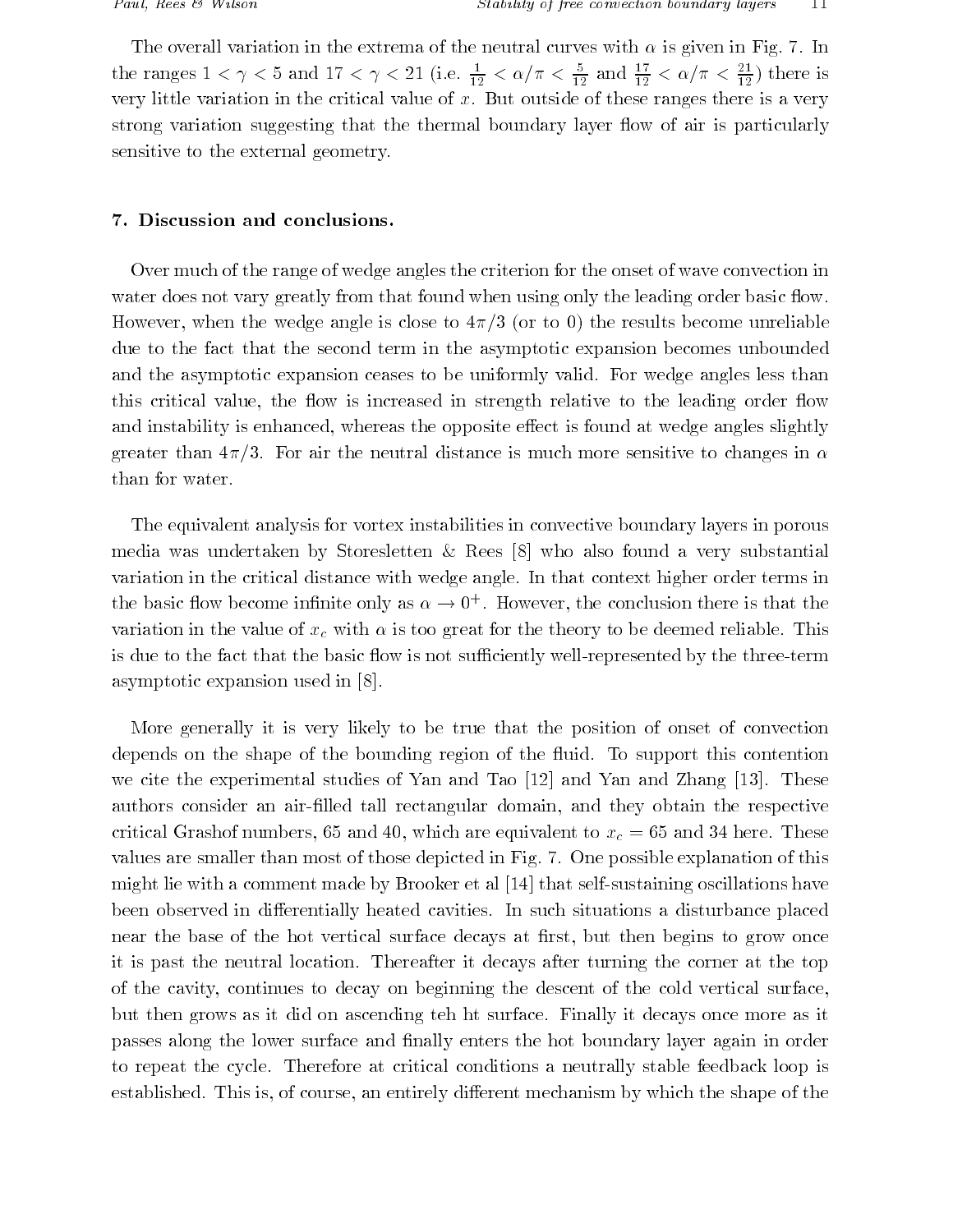The overall variation in the extrema of the neutral curves with $\alpha$ is given in Fig. 7. In the ranges $1 < \gamma < 5$ and $17 < \gamma < 21$ (i.e. $\frac{1}{12} < \alpha/\pi < \frac{5}{12}$ and $\frac{17}{12} < \alpha/\pi < \frac{21}{12}$) there is very little variation in the critical value of $x$. But outside of these ranges there is a very strong variation suggesting that the thermal boundary layer flow of air is particularly sensitive to the external geometry.

## 7. Discussion and conclusions.

Over much of the range of wedge angles the criterion for the onset of wave convection in water does not vary greatly from that found when using only the leading order basic flow. However, when the wedge angle is close to $4\pi/3$ (or to 0) the results become unreliable due to the fact that the second term in the asymptotic expansion becomes unbounded and the asymptotic expansion ceases to be uniformly valid. For wedge angles less than this critical value, the flow is increased in strength relative to the leading order flow and instability is enhanced, whereas the opposite effect is found at wedge angles slightly greater than $4\pi/3$. For air the neutral distance is much more sensitive to changes in $\alpha$ than for water.

The equivalent analysis for vortex instabilities in convective boundary layers in porous media was undertaken by Storesletten & Rees [8] who also found a very substantial variation in the critical distance with wedge angle. In that context higher order terms in the basic flow become infinite only as $\alpha \to 0^+$. However, the conclusion there is that the variation in the value of $x_c$ with $\alpha$ is too great for the theory to be deemed reliable. This is due to the fact that the basic flow is not sufficiently well-represented by the three-term asymptotic expansion used in [8].

More generally it is very likely to be true that the position of onset of convection depends on the shape of the bounding region of the fluid. To support this contention we cite the experimental studies of Yan and Tao [12] and Yan and Zhang [13]. These authors consider an air-filled tall rectangular domain, and they obtain the respective critical Grashof numbers, 65 and 40, which are equivalent to $x_c = 65$ and 34 here. These values are smaller than most of those depicted in Fig. 7. One possible explanation of this might lie with a comment made by Brooker et al [14] that self-sustaining oscillations have been observed in differentially heated cavities. In such situations a disturbance placed near the base of the hot vertical surface decays at first, but then begins to grow once it is past the neutral location. Thereafter it decays after turning the corner at the top of the cavity, continues to decay on beginning the descent of the cold vertical surface, but then grows as it did on ascending teh ht surface. Finally it decays once more as it passes along the lower surface and finally enters the hot boundary layer again in order to repeat the cycle. Therefore at critical conditions a neutrally stable feedback loop is established. This is, of course, an entirely different mechanism by which the shape of the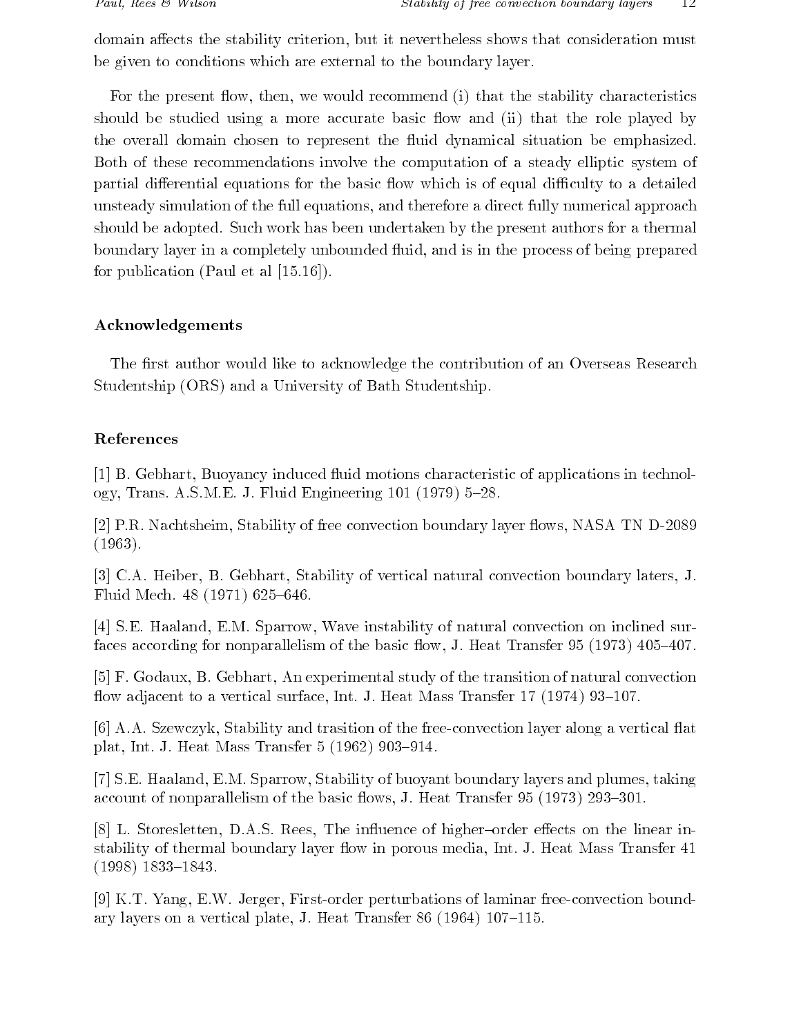domain affects the stability criterion, but it nevertheless shows that consideration must be given to conditions which are external to the boundary layer.

For the present flow, then, we would recommend (i) that the stability characteristics should be studied using a more accurate basic flow and (ii) that the role played by the overall domain chosen to represent the fluid dynamical situation be emphasized. Both of these recommendations involve the computation of a steady elliptic system of partial differential equations for the basic flow which is of equal difficulty to a detailed unsteady simulation of the full equations, and therefore a direct fully numerical approach should be adopted. Such work has been undertaken by the present authors for a thermal boundary layer in a completely unbounded fluid, and is in the process of being prepared for publication (Paul et al [15.16]).

## Acknowledgements

The first author would like to acknowledge the contribution of an Overseas Research Studentship (ORS) and a University of Bath Studentship.

## References

[1] B. Gebhart, Buoyancy induced fluid motions characteristic of applications in technology, Trans. A.S.M.E. J. Fluid Engineering 101 (1979) 5–28.

[2] P.R. Nachtsheim, Stability of free convection boundary layer flows, NASA TN D-2089 (1963).

[3] C.A. Heiber, B. Gebhart, Stability of vertical natural convection boundary laters, J. Fluid Mech. 48 (1971) 625–646.

[4] S.E. Haaland, E.M. Sparrow, Wave instability of natural convection on inclined surfaces according for nonparallelism of the basic flow, J. Heat Transfer 95 (1973) 405–407.

[5] F. Godaux, B. Gebhart, An experimental study of the transition of natural convection flow adjacent to a vertical surface, Int. J. Heat Mass Transfer 17 (1974) 93–107.

[6] A.A. Szewczyk, Stability and trasition of the free-convection layer along a vertical flat plat, Int. J. Heat Mass Transfer 5 (1962) 903–914.

[7] S.E. Haaland, E.M. Sparrow, Stability of buoyant boundary layers and plumes, taking account of nonparallelism of the basic flows, J. Heat Transfer 95 (1973) 293–301.

[8] L. Storesletten, D.A.S. Rees, The influence of higher–order effects on the linear instability of thermal boundary layer flow in porous media, Int. J. Heat Mass Transfer 41 (1998) 1833–1843.

[9] K.T. Yang, E.W. Jerger, First-order perturbations of laminar free-convection boundary layers on a vertical plate, J. Heat Transfer 86 (1964) 107–115.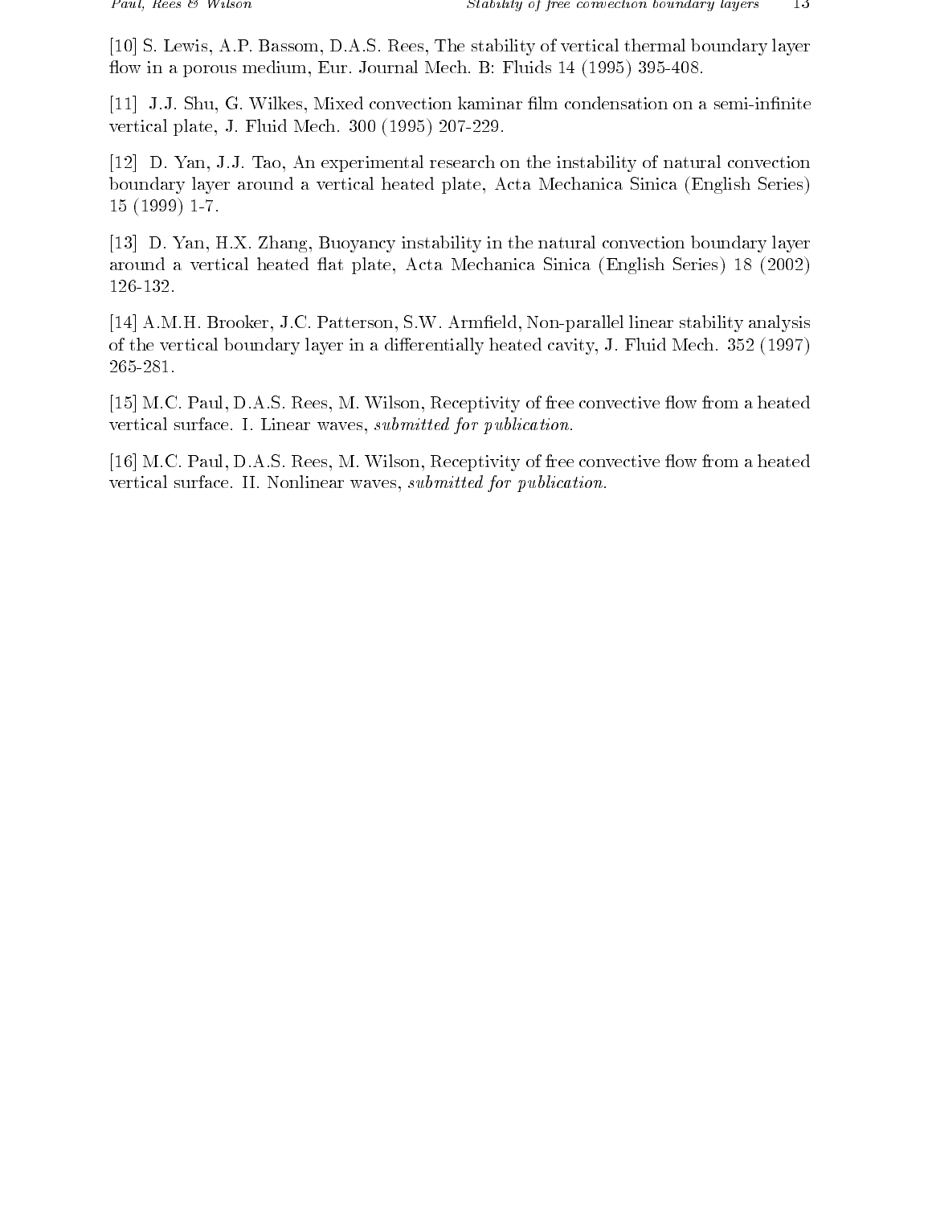[10] S. Lewis, A.P. Bassom, D.A.S. Rees, The stability of vertical thermal boundary layer flow in a porous medium, Eur. Journal Mech. B: Fluids 14 (1995) 395-408.

[11] J.J. Shu, G. Wilkes, Mixed convection kaminar film condensation on a semi-infinite vertical plate, J. Fluid Mech. 300 (1995) 207-229.

[12] D. Yan, J.J. Tao, An experimental research on the instability of natural convection boundary layer around a vertical heated plate, Acta Mechanica Sinica (English Series) 15 (1999) 1-7.

[13] D. Yan, H.X. Zhang, Buoyancy instability in the natural convection boundary layer around a vertical heated flat plate, Acta Mechanica Sinica (English Series) 18 (2002) 126-132.

[14] A.M.H. Brooker, J.C. Patterson, S.W. Armfield, Non-parallel linear stability analysis of the vertical boundary layer in a differentially heated cavity, J. Fluid Mech. 352 (1997) 265-281.

[15] M.C. Paul, D.A.S. Rees, M. Wilson, Receptivity of free convective flow from a heated vertical surface. I. Linear waves, *submitted for publication.*

[16] M.C. Paul, D.A.S. Rees, M. Wilson, Receptivity of free convective flow from a heated vertical surface. II. Nonlinear waves, *submitted for publication.*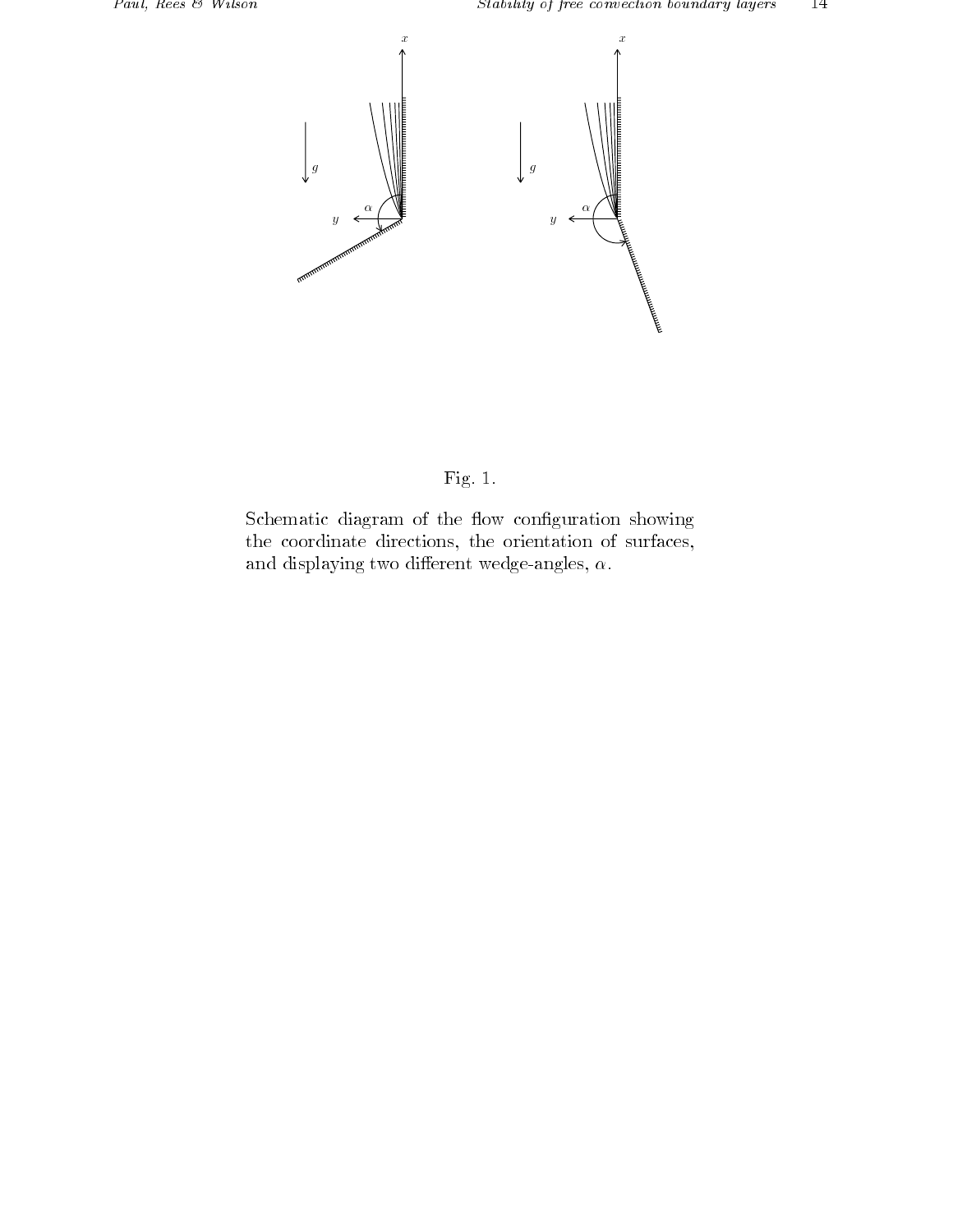Fig. 1.

Schematic diagram of the flow configuration showing the coordinate directions, the orientation of surfaces, and displaying two different wedge-angles, $\alpha$.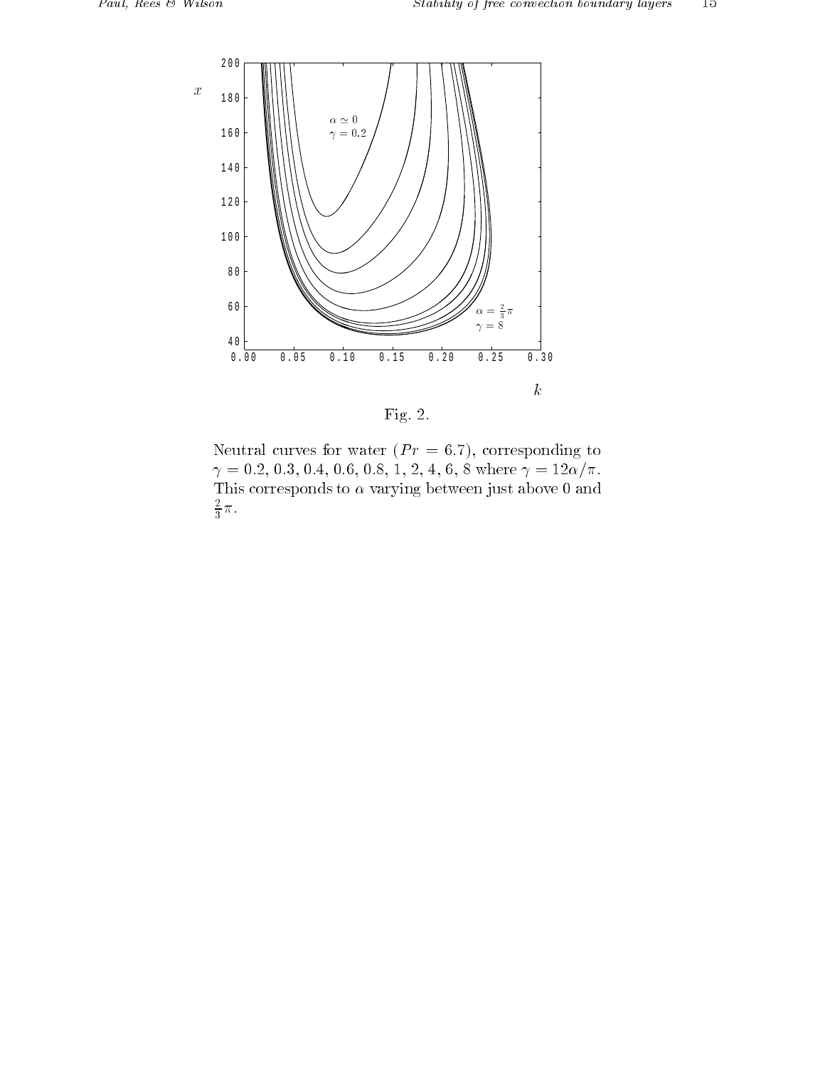Fig. 2.

Neutral curves for water ($Pr = 6.7$), corresponding to $\gamma = 0.2, 0.3, 0.4, 0.6, 0.8, 1, 2, 4, 6, 8$ where $\gamma = 12\alpha/\pi$. This corresponds to $\alpha$ varying between just above 0 and $\frac{2}{3}\pi$.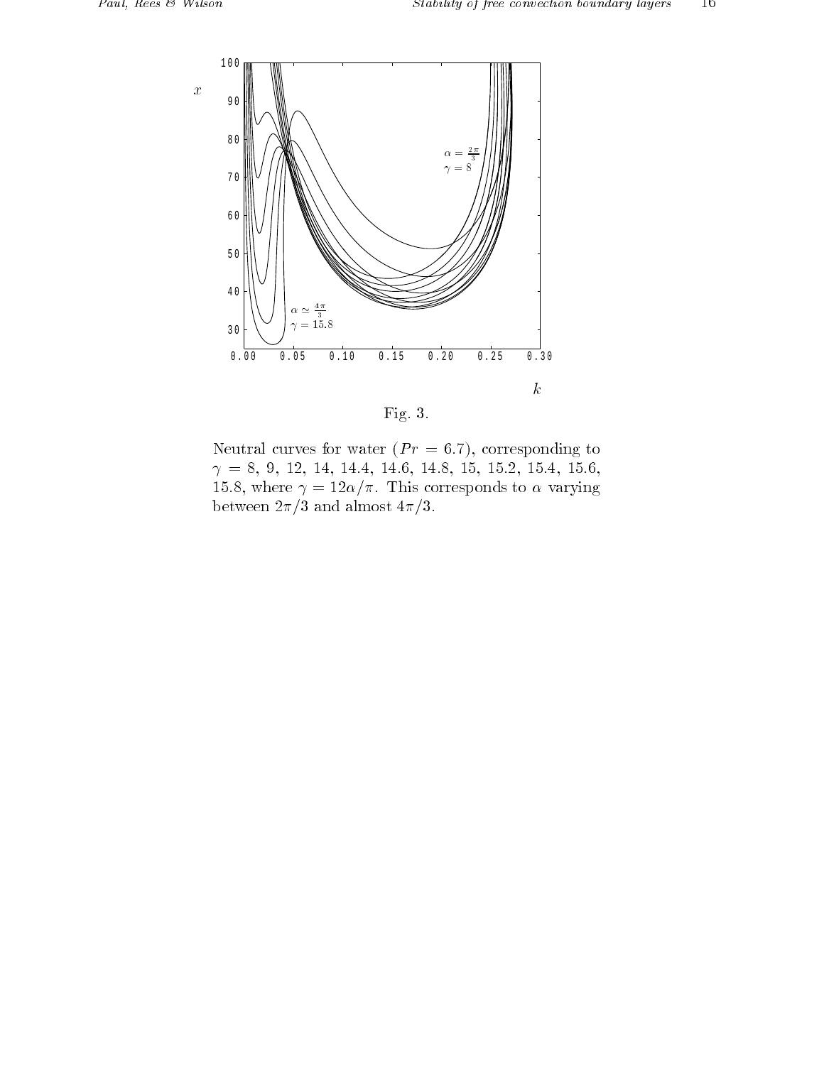Fig. 3.

Neutral curves for water ($Pr = 6.7$), corresponding to $\gamma = 8$, 9, 12, 14, 14.4, 14.6, 14.8, 15, 15.2, 15.4, 15.6, 15.8, where $\gamma = 12\alpha/\pi$. This corresponds to $\alpha$ varying between $2\pi/3$ and almost $4\pi/3$.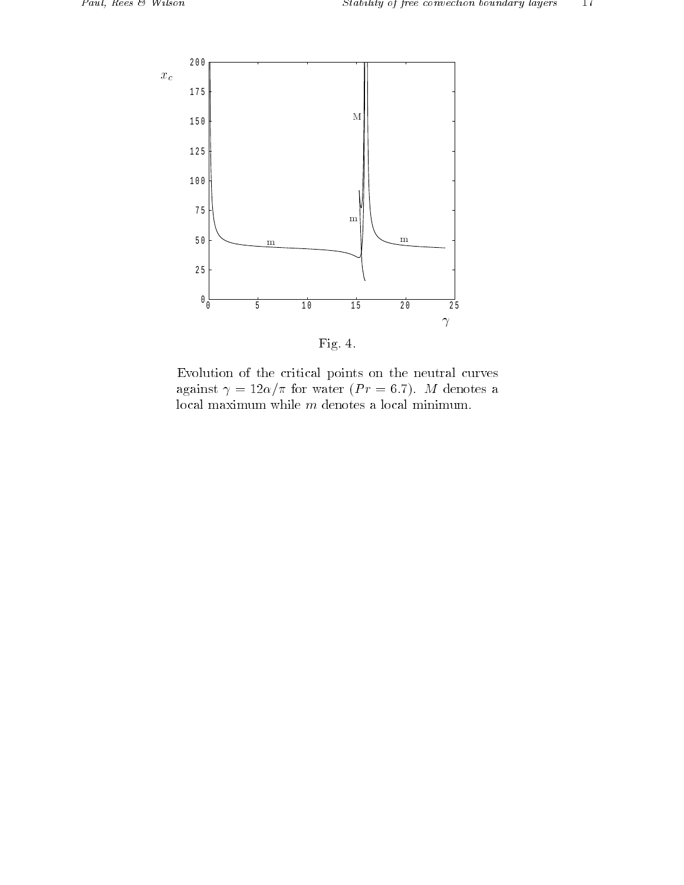Fig. 4.

Evolution of the critical points on the neutral curves against $\gamma = 12\alpha/\pi$ for water ($Pr = 6.7$). $M$ denotes a local maximum while $m$ denotes a local minimum.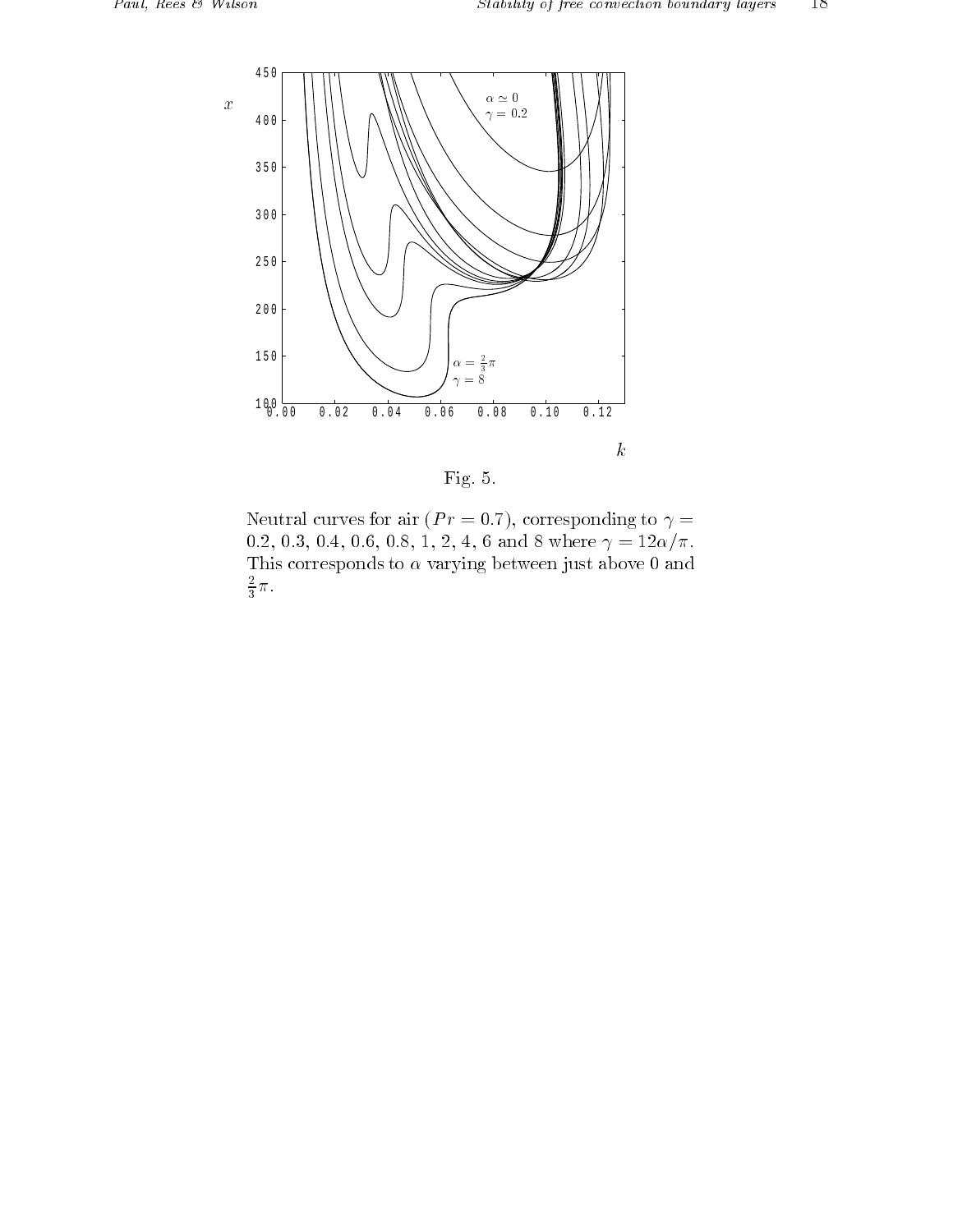Fig. 5.

Neutral curves for air ($Pr = 0.7$), corresponding to $\gamma = 0.2$, 0.3, 0.4, 0.6, 0.8, 1, 2, 4, 6 and 8 where $\gamma = 12\alpha/\pi$. This corresponds to $\alpha$ varying between just above 0 and $\frac{2}{3}\pi$.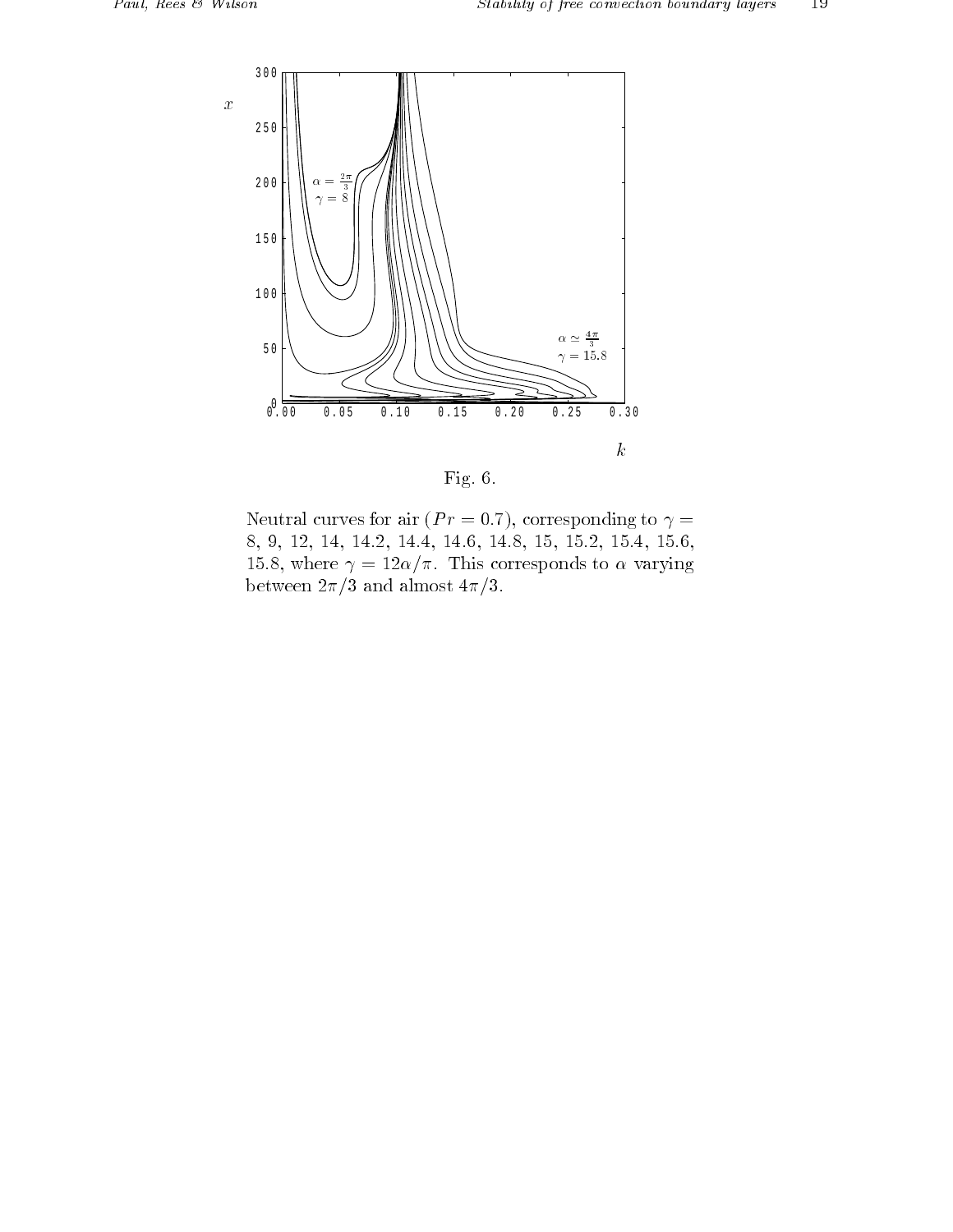Fig. 6.

Neutral curves for air ($Pr = 0.7$), corresponding to $\gamma =$ 8, 9, 12, 14, 14.2, 14.4, 14.6, 14.8, 15, 15.2, 15.4, 15.6, 15.8, where $\gamma = 12\alpha/\pi$. This corresponds to $\alpha$ varying between $2\pi/3$ and almost $4\pi/3$.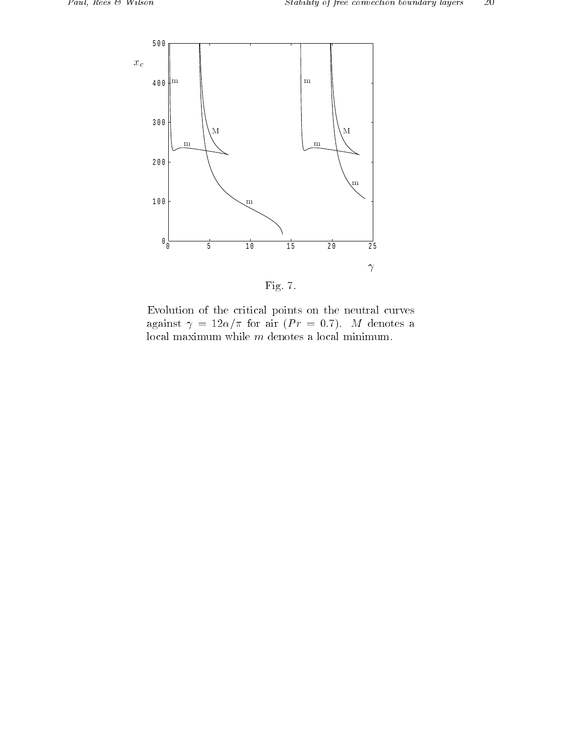$x_c$

500

400

300

200

100

0

0 5 10 15 20 25

$\gamma$

m

M

m

m

m

M

m

m

Fig. 7.

Evolution of the critical points on the neutral curves against $\gamma = 12\alpha/\pi$ for air ($Pr = 0.7$). $M$ denotes a local maximum while $m$ denotes a local minimum.